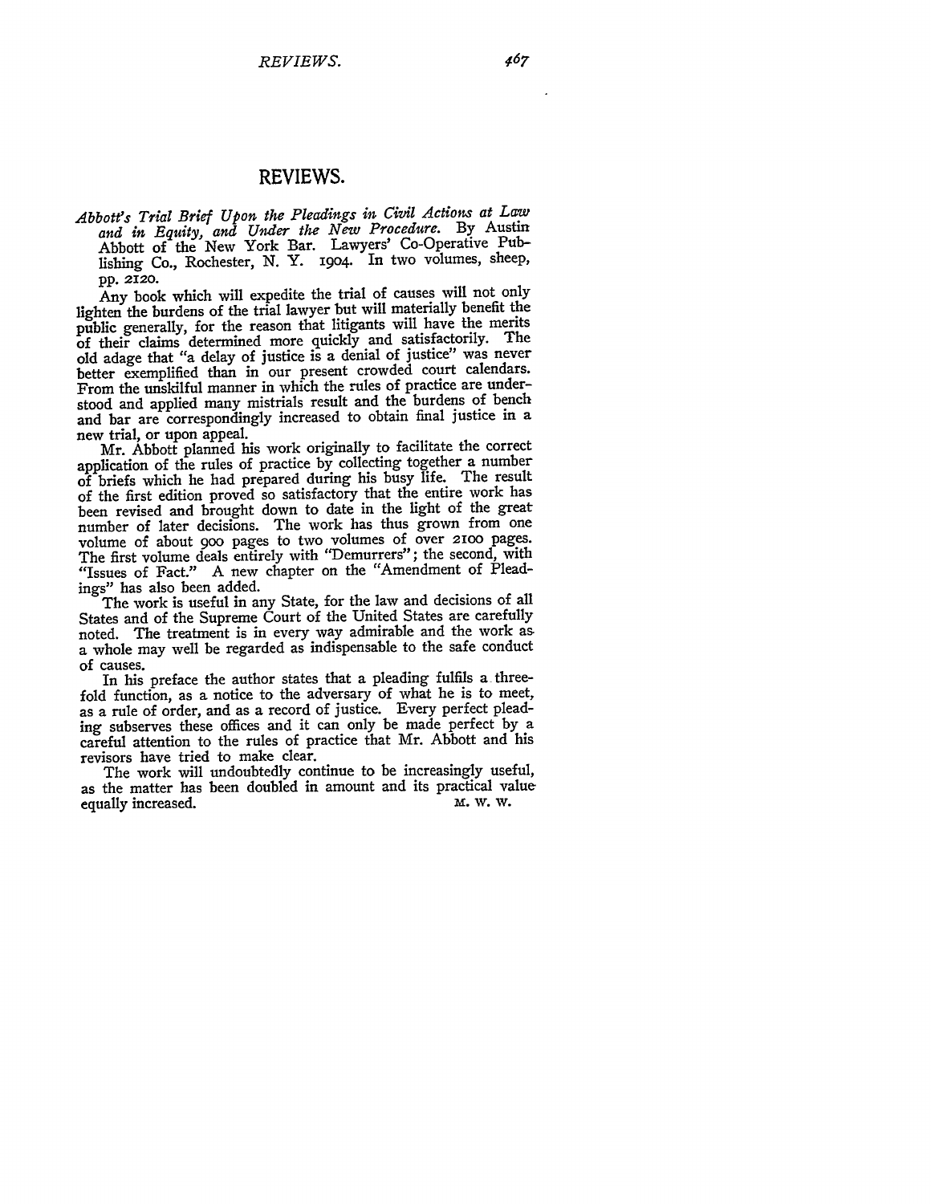# REVIEWS.

*Abbott's Trial Brief Upon the Pleadings in Civil Actions at Law and in Equity, and Under the New Procedure.* By Austin Abbott of the New York Bar. Lawyers' Co-Operative Publishing Co., Rochester, N. Y. 1904. In two volumes, sheep, pp. 2120.

Any book which will expedite the trial of causes will not only lighten the burdens of the trial lawyer but will materially benefit the public generally, for the reason that litigants will have the merits of their claims determined more quickly and satisfactorily. The old adage that "a delay of justice is a denial of justice" was never better exemplified than in our present crowded court calendars. From the unskilful manner in which the rules of practice are understood and applied many mistrials result and the burdens of bench and bar are correspondingly increased to obtain final justice in a new trial, or upon appeal.

Mr. Abbott planned his work originally to facilitate the correct application of the rules of practice by collecting together a number of briefs which he had prepared during his busy life. The result of the first edition proved so satisfactory that the entire work has been revised and brought down to date in the light of the great number of later decisions. The work has thus grown from one volume of about 900 pages to two volumes of over 2100 pages. The first volume deals entirely with "Demurrers"; the second, with "Issues of Fact." A new chapter on the "Amendment of Pleadings" has also been added.

The work is useful in any State, for the law and decisions of all States and of the Supreme Court of the United States are carefully noted. The treatment is in every way admirable and the work as a whole may well be regarded as indispensable to the safe conduct of causes.

In his preface the author states that a pleading fulfils a three-fold function, as a notice to the adversary of what he is to meet, as a rule of order, and as a record of justice. Every perfect pleading subserves these offices and it can only be made perfect by a careful attention to the rules of practice that Mr. Abbott and his revisors have tried to make clear.

The work will undoubtedly continue to be increasingly useful, as the matter has been doubled in amount and its practical value equally increased.

M. W. W.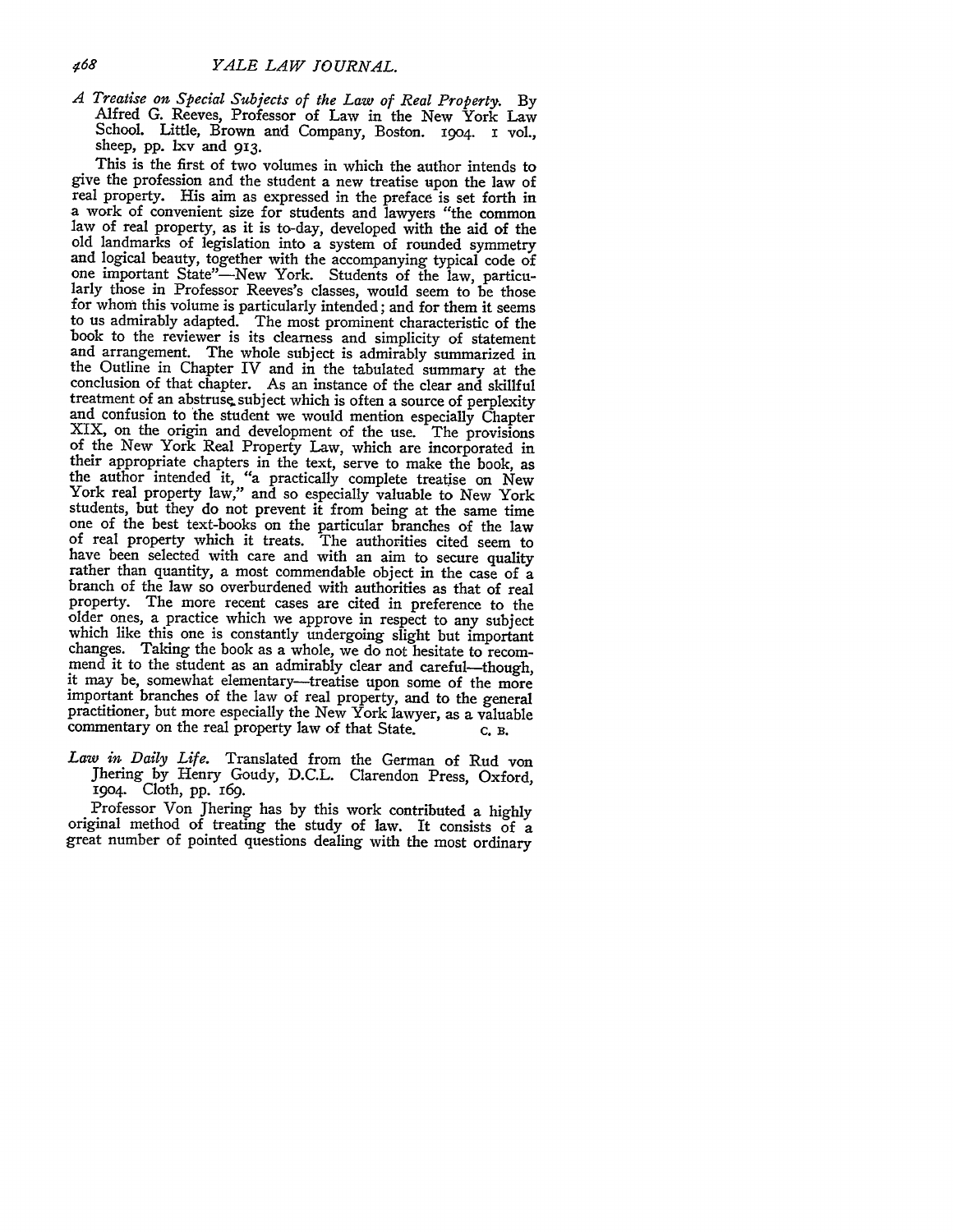*A Treatise on Special Subjects of the Law of Real Property.* By Alfred G. Reeves, Professor of Law in the New York Law School. Little, Brown and Company, Boston. 1904. 1 vol., sheep, pp. lxv and 913.

This is the first of two volumes in which the author intends to give the profession and the student a new treatise upon the law of real property. His aim as expressed in the preface is set forth in a work of convenient size for students and lawyers "the common law of real property, as it is to-day, developed with the aid of the old landmarks of legislation into a system of rounded symmetry and logical beauty, together with the accompanying typical code of one important State"—New York. Students of the law, particularly those in Professor Reeves's classes, would seem to be those for whom this volume is particularly intended; and for them it seems to us admirably adapted. The most prominent characteristic of the book to the reviewer is its clearness and simplicity of statement and arrangement. The whole subject is admirably summarized in the Outline in Chapter IV and in the tabulated summary at the conclusion of that chapter. As an instance of the clear and skillful treatment of an abstruse subject which is often a source of perplexity and confusion to the student we would mention especially Chapter XIX, on the origin and development of the use. The provisions of the New York Real Property Law, which are incorporated in their appropriate chapters in the text, serve to make the book, as the author intended it, "a practically complete treatise on New York real property law," and so especially valuable to New York students, but they do not prevent it from being at the same time one of the best text-books on the particular branches of the law of real property which it treats. The authorities cited seem to have been selected with care and with an aim to secure quality rather than quantity, a most commendable object in the case of a branch of the law so overburdened with authorities as that of real property. The more recent cases are cited in preference to the older ones, a practice which we approve in respect to any subject which like this one is constantly undergoing slight but important changes. Taking the book as a whole, we do not hesitate to recommend it to the student as an admirably clear and careful—though, it may be, somewhat elementary—treatise upon some of the more important branches of the law of real property, and to the general practitioner, but more especially the New York lawyer, as a valuable commentary on the real property law of that State. C. B.

*Law in Daily Life.* Translated from the German of Rud von Jhering by Henry Goudy, D.C.L. Clarendon Press, Oxford, 1904. Cloth, pp. 169.

Professor Von Jhering has by this work contributed a highly original method of treating the study of law. It consists of a great number of pointed questions dealing with the most ordinary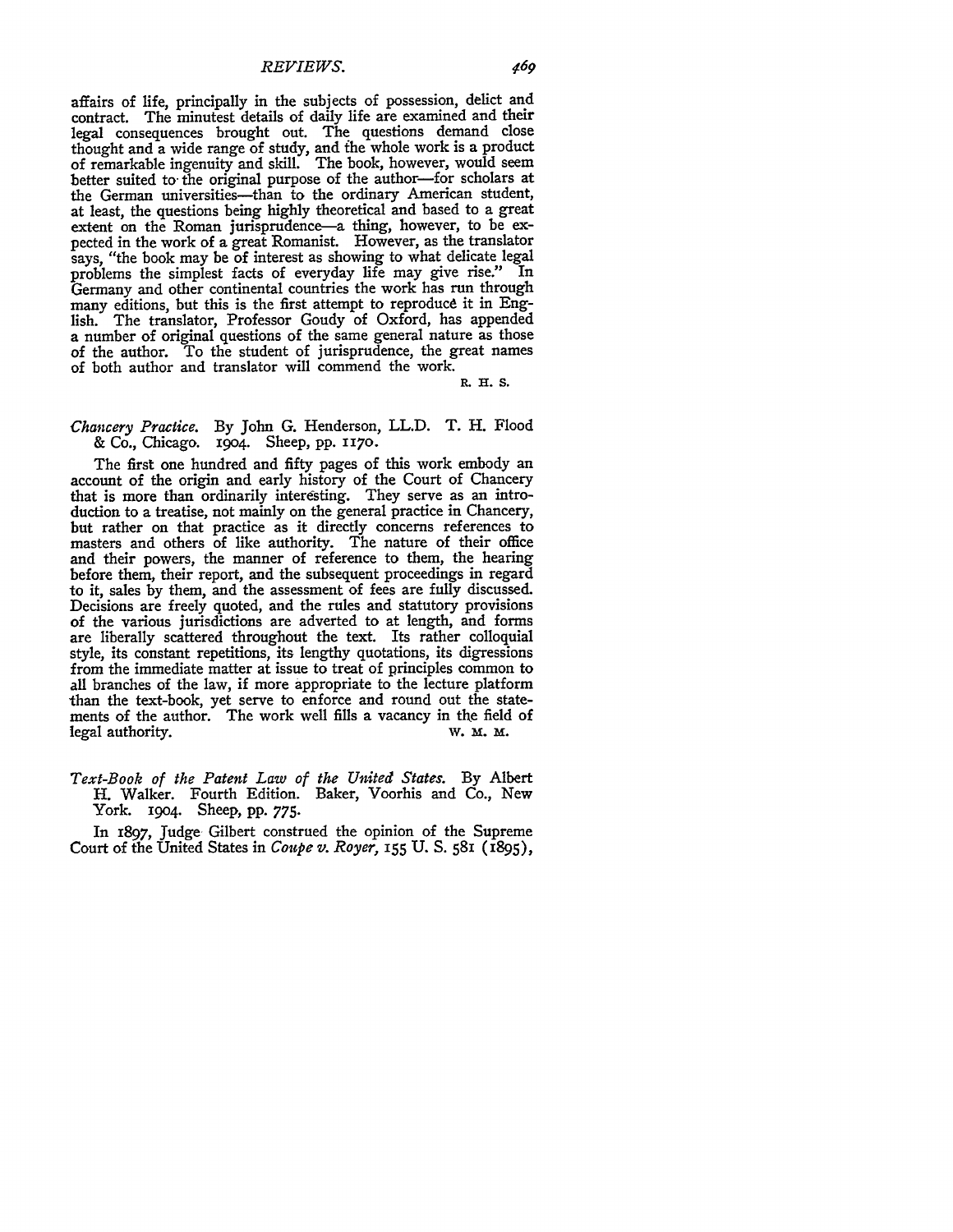affairs of life, principally in the subjects of possession, delict and contract. The minutest details of daily life are examined and their legal consequences brought out. The questions demand close thought and a wide range of study, and the whole work is a product of remarkable ingenuity and skill. The book, however, would seem better suited to the original purpose of the author—for scholars at the German universities—than to the ordinary American student, at least, the questions being highly theoretical and based to a great extent on the Roman jurisprudence—a thing, however, to be expected in the work of a great Romanist. However, as the translator says, "the book may be of interest as showing to what delicate legal problems the simplest facts of everyday life may give rise." In Germany and other continental countries the work has run through many editions, but this is the first attempt to reproduce it in English. The translator, Professor Goudy of Oxford, has appended a number of original questions of the same general nature as those of the author. To the student of jurisprudence, the great names of both author and translator will commend the work.

R. H. S.

*Chancery Practice.* By John G. Henderson, LL.D. T. H. Flood & Co., Chicago. 1904. Sheep, pp. 1170.

The first one hundred and fifty pages of this work embody an account of the origin and early history of the Court of Chancery that is more than ordinarily interesting. They serve as an introduction to a treatise, not mainly on the general practice in Chancery, but rather on that practice as it directly concerns references to masters and others of like authority. The nature of their office and their powers, the manner of reference to them, the hearing before them, their report, and the subsequent proceedings in regard to it, sales by them, and the assessment of fees are fully discussed. Decisions are freely quoted, and the rules and statutory provisions of the various jurisdictions are adverted to at length, and forms are liberally scattered throughout the text. Its rather colloquial style, its constant repetitions, its lengthy quotations, its digressions from the immediate matter at issue to treat of principles common to all branches of the law, if more appropriate to the lecture platform than the text-book, yet serve to enforce and round out the statements of the author. The work well fills a vacancy in the field of legal authority.

W. M. M.

*Text-Book of the Patent Law of the United States.* By Albert H. Walker. Fourth Edition. Baker, Voorhis and Co., New York. 1904. Sheep, pp. 775.

In 1897, Judge Gilbert construed the opinion of the Supreme Court of the United States in *Coupe v. Royer,* 155 U. S. 581 (1895),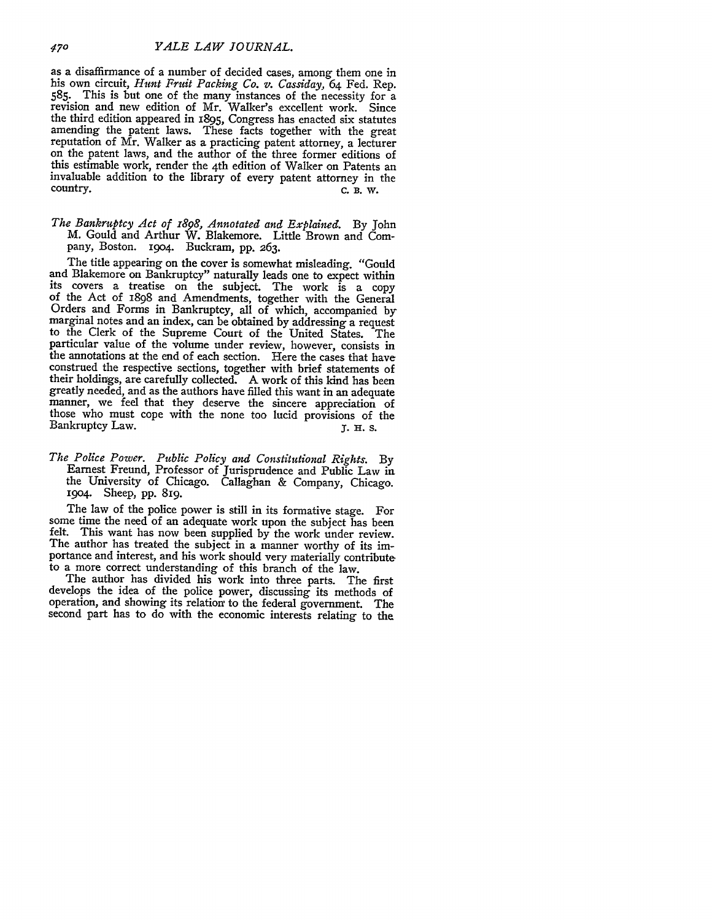as a disaffirmance of a number of decided cases, among them one in his own circuit, *Hunt Fruit Packing Co. v. Cassiday*, 64 Fed. Rep. 585. This is but one of the many instances of the necessity for a revision and new edition of Mr. Walker's excellent work. Since the third edition appeared in 1895, Congress has enacted six statutes amending the patent laws. These facts together with the great reputation of Mr. Walker as a practicing patent attorney, a lecturer on the patent laws, and the author of the three former editions of this estimable work, render the 4th edition of Walker on Patents an invaluable addition to the library of every patent attorney in the country.

C. B. W.

*The Bankruptcy Act of 1898, Annotated and Explained.* By John M. Gould and Arthur W. Blakemore. Little Brown and Company, Boston. 1904. Buckram, pp. 263.

The title appearing on the cover is somewhat misleading. "Gould and Blakemore on Bankruptcy" naturally leads one to expect within its covers a treatise on the subject. The work is a copy of the Act of 1898 and Amendments, together with the General Orders and Forms in Bankruptcy, all of which, accompanied by marginal notes and an index, can be obtained by addressing a request to the Clerk of the Supreme Court of the United States. The particular value of the volume under review, however, consists in the annotations at the end of each section. Here the cases that have construed the respective sections, together with brief statements of their holdings, are carefully collected. A work of this kind has been greatly needed, and as the authors have filled this want in an adequate manner, we feel that they deserve the sincere appreciation of those who must cope with the none too lucid provisions of the Bankruptcy Law.

J. H. S.

*The Police Power. Public Policy and Constitutional Rights.* By Earnest Freund, Professor of Jurisprudence and Public Law in the University of Chicago. Callaghan & Company, Chicago. 1904. Sheep, pp. 819.

The law of the police power is still in its formative stage. For some time the need of an adequate work upon the subject has been felt. This want has now been supplied by the work under review. The author has treated the subject in a manner worthy of its importance and interest, and his work should very materially contribute to a more correct understanding of this branch of the law.

The author has divided his work into three parts. The first develops the idea of the police power, discussing its methods of operation, and showing its relation to the federal government. The second part has to do with the economic interests relating to the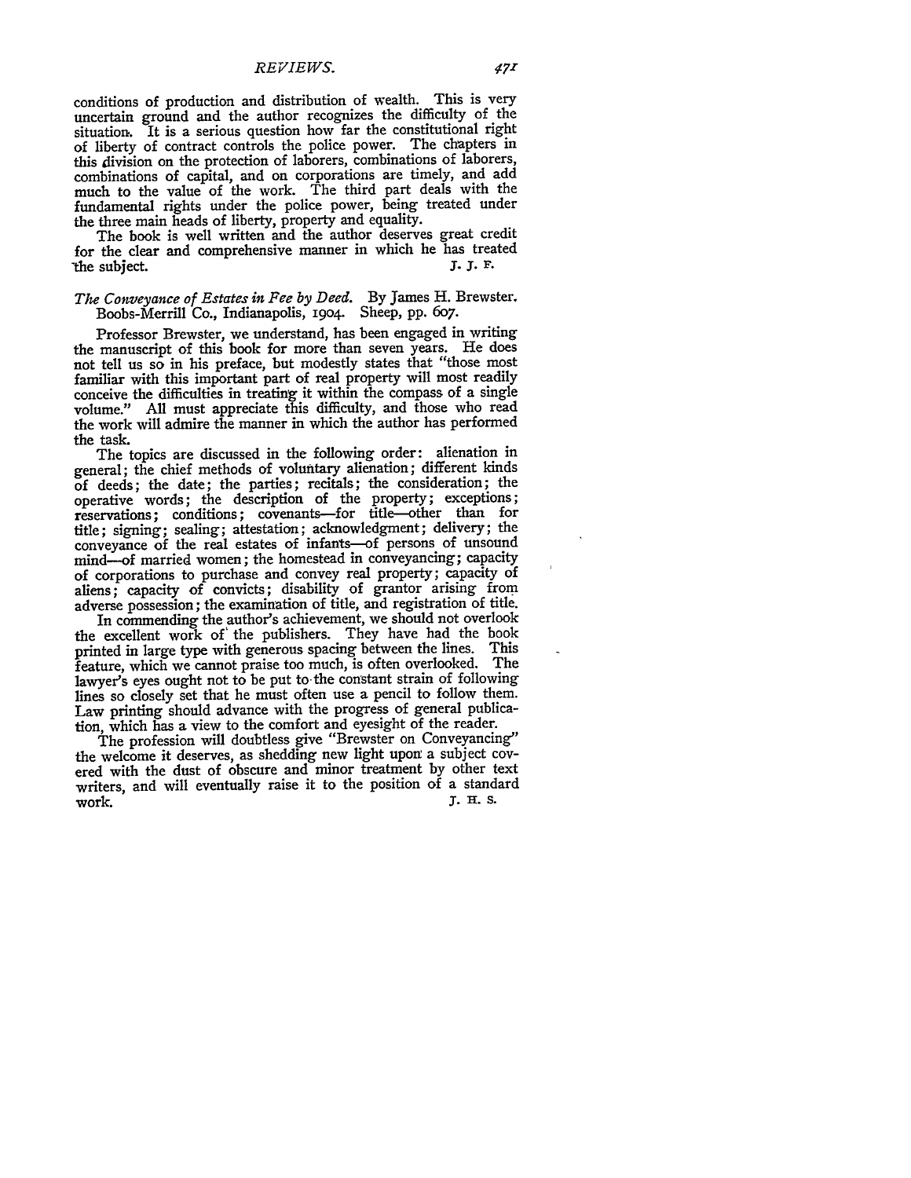conditions of production and distribution of wealth. This is very uncertain ground and the author recognizes the difficulty of the situation. It is a serious question how far the constitutional right of liberty of contract controls the police power. The chapters in this division on the protection of laborers, combinations of laborers, combinations of capital, and on corporations are timely, and add much to the value of the work. The third part deals with the fundamental rights under the police power, being treated under the three main heads of liberty, property and equality.

The book is well written and the author deserves great credit for the clear and comprehensive manner in which he has treated the subject.

J. J. F.

*The Conveyance of Estates in Fee by Deed.* By James H. Brewster. Boobs-Merrill Co., Indianapolis, 1904. Sheep, pp. 607.

Professor Brewster, we understand, has been engaged in writing the manuscript of this book for more than seven years. He does not tell us so in his preface, but modestly states that "those most familiar with this important part of real property will most readily conceive the difficulties in treating it within the compass of a single volume." All must appreciate this difficulty, and those who read the work will admire the manner in which the author has performed the task.

The topics are discussed in the following order: alienation in general; the chief methods of voluntary alienation; different kinds of deeds; the date; the parties; recitals; the consideration; the operative words; the description of the property; exceptions; reservations; conditions; covenants—for title—other than for title; signing; sealing; attestation; acknowledgment; delivery; the conveyance of the real estates of infants—of persons of unsound mind—of married women; the homestead in conveyancing; capacity of corporations to purchase and convey real property; capacity of aliens; capacity of convicts; disability of grantor arising from adverse possession; the examination of title, and registration of title.

In commending the author's achievement, we should not overlook the excellent work of the publishers. They have had the book printed in large type with generous spacing between the lines. This feature, which we cannot praise too much, is often overlooked. The lawyer's eyes ought not to be put to the constant strain of following lines so closely set that he must often use a pencil to follow them. Law printing should advance with the progress of general publication, which has a view to the comfort and eyesight of the reader.

The profession will doubtless give "Brewster on Conveyancing" the welcome it deserves, as shedding new light upon a subject covered with the dust of obscure and minor treatment by other text writers, and will eventually raise it to the position of a standard work.

J. H. S.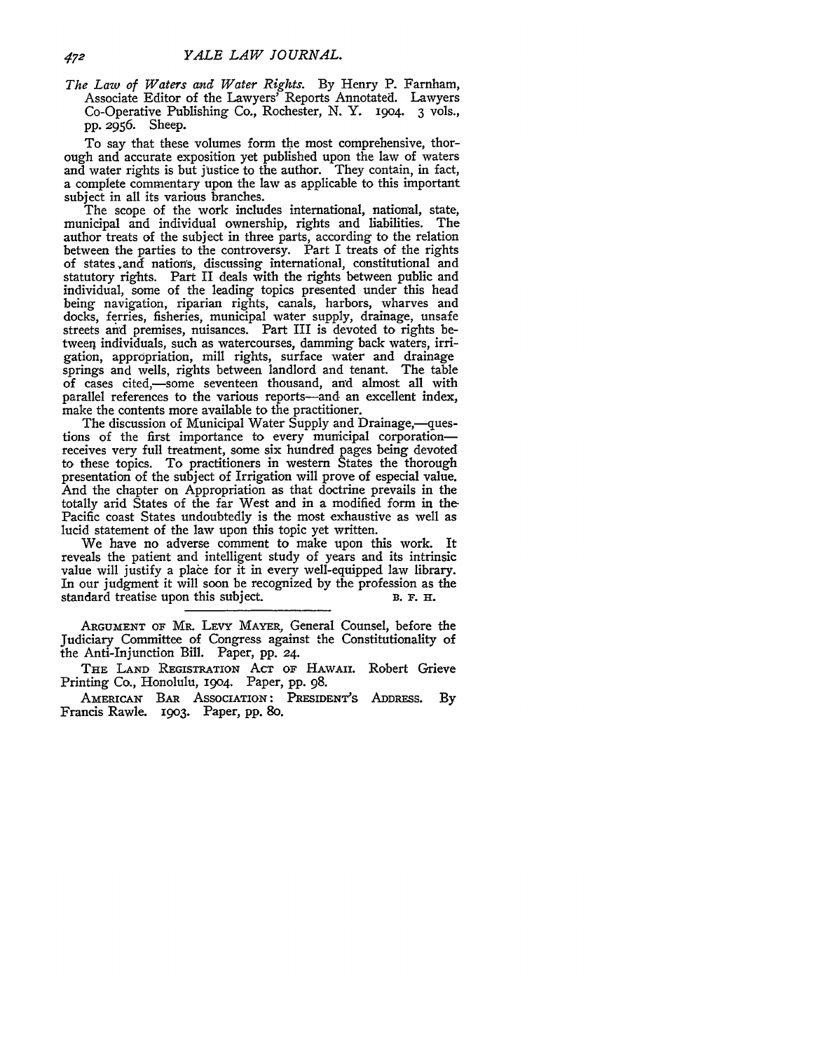*The Law of Waters and Water Rights.* By Henry P. Farnham, Associate Editor of the Lawyers' Reports Annotated. Lawyers Co-Operative Publishing Co., Rochester, N. Y. 1904. 3 vols., pp. 2956. Sheep.

To say that these volumes form the most comprehensive, thorough and accurate exposition yet published upon the law of waters and water rights is but justice to the author. They contain, in fact, a complete commentary upon the law as applicable to this important subject in all its various branches.

The scope of the work includes international, national, state, municipal and individual ownership, rights and liabilities. The author treats of the subject in three parts, according to the relation between the parties to the controversy. Part I treats of the rights of states and nations, discussing international, constitutional and statutory rights. Part II deals with the rights between public and individual, some of the leading topics presented under this head being navigation, riparian rights, canals, harbors, wharves and docks, ferries, fisheries, municipal water supply, drainage, unsafe streets and premises, nuisances. Part III is devoted to rights between individuals, such as watercourses, damming back waters, irrigation, appropriation, mill rights, surface water and drainage springs and wells, rights between landlord and tenant. The table of cases cited,—some seventeen thousand, and almost all with parallel references to the various reports—and an excellent index, make the contents more available to the practitioner.

The discussion of Municipal Water Supply and Drainage,—questions of the first importance to every municipal corporation—receives very full treatment, some six hundred pages being devoted to these topics. To practitioners in western States the thorough presentation of the subject of Irrigation will prove of especial value. And the chapter on Appropriation as that doctrine prevails in the totally arid States of the far West and in a modified form in the Pacific coast States undoubtedly is the most exhaustive as well as lucid statement of the law upon this topic yet written.

We have no adverse comment to make upon this work. It reveals the patient and intelligent study of years and its intrinsic value will justify a place for it in every well-equipped law library. In our judgment it will soon be recognized by the profession as the standard treatise upon this subject.

B. F. H.

---

ARGUMENT OF MR. LEVY MAYER, General Counsel, before the Judiciary Committee of Congress against the Constitutionality of the Anti-Injunction Bill. Paper, pp. 24.

THE LAND REGISTRATION ACT OF HAWAII. Robert Grieve Printing Co., Honolulu, 1904. Paper, pp. 98.

AMERICAN BAR ASSOCIATION: PRESIDENT'S ADDRESS. By Francis Rawle. 1903. Paper, pp. 80.